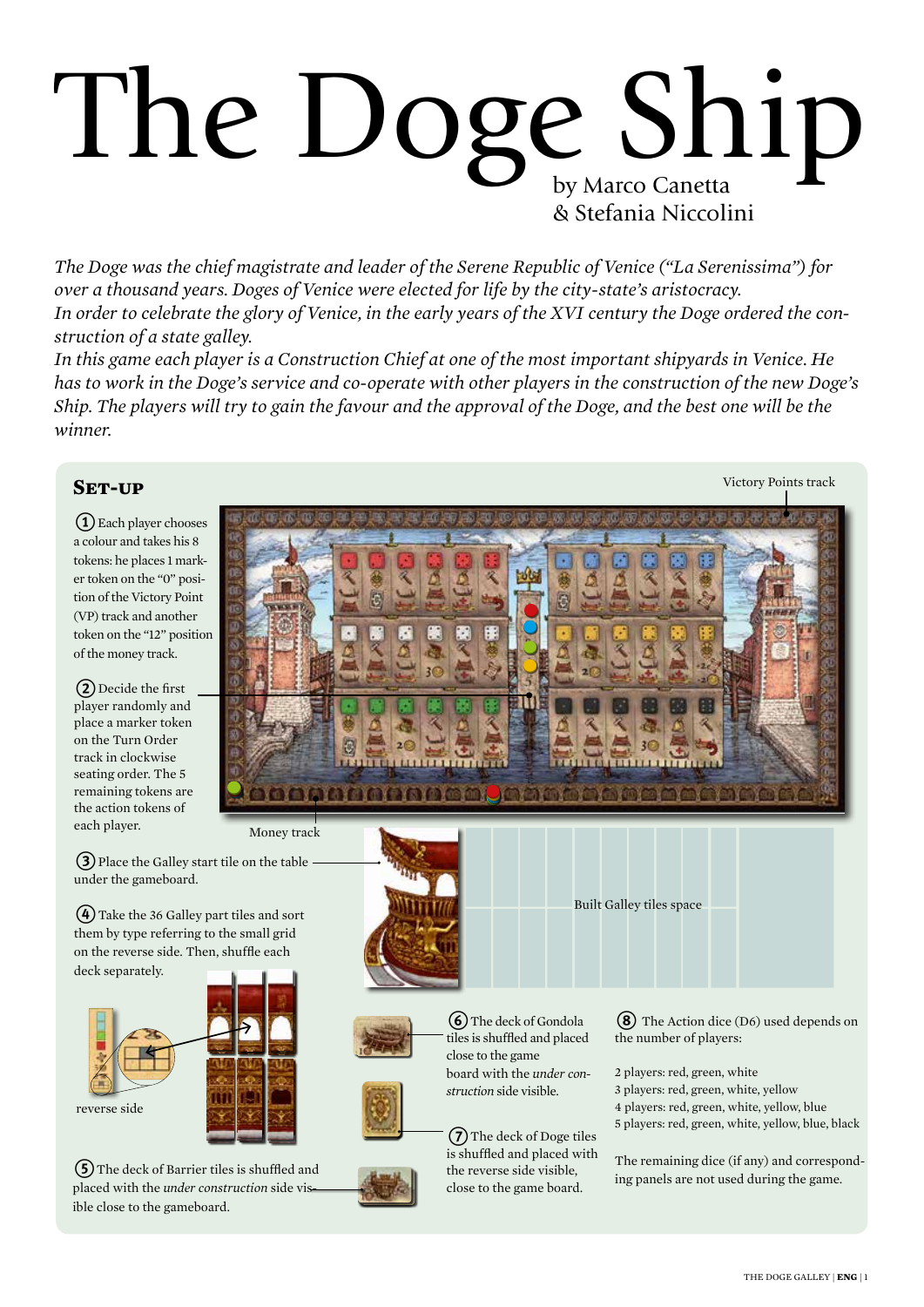# The Doge Ship

by Marco Canetta & Stefania Niccolini

*The Doge was the chief magistrate and leader of the Serene Republic of Venice ("La Serenissima") for over a thousand years. Doges of Venice were elected for life by the city-state's aristocracy.*
*In order to celebrate the glory of Venice, in the early years of the XVI century the Doge ordered the construction of a state galley.*
*In this game each player is a Construction Chief at one of the most important shipyards in Venice. He has to work in the Doge's service and co-operate with other players in the construction of the new Doge's Ship. The players will try to gain the favour and the approval of the Doge, and the best one will be the winner.*

## Set-up

Victory Points track

Money track

Built Galley tiles space

reverse side

1. Each player chooses a colour and takes his 8 tokens: he places 1 marker token on the "0" position of the Victory Point (VP) track and another token on the "12" position of the money track.

2. Decide the first player randomly and place a marker token on the Turn Order track in clockwise seating order. The 5 remaining tokens are the action tokens of each player.

3. Place the Galley start tile on the table under the gameboard.

4. Take the 36 Galley part tiles and sort them by type referring to the small grid on the reverse side. Then, shuffle each deck separately.

5. The deck of Barrier tiles is shuffled and placed with the *under construction* side visible close to the gameboard.

6. The deck of Gondola tiles is shuffled and placed close to the game board with the *under construction* side visible.

7. The deck of Doge tiles is shuffled and placed with the reverse side visible, close to the game board.

8. The Action dice (D6) used depends on the number of players:

2 players: red, green, white
3 players: red, green, white, yellow
4 players: red, green, white, yellow, blue
5 players: red, green, white, yellow, blue, black

The remaining dice (if any) and corresponding panels are not used during the game.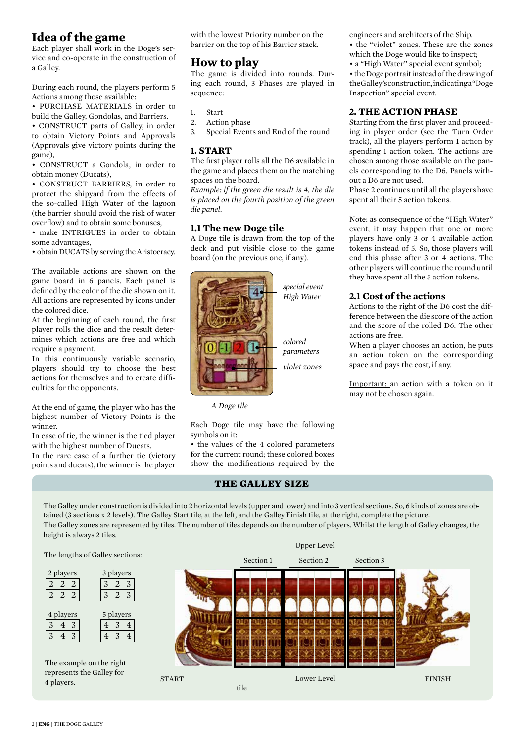# Idea of the game

Each player shall work in the Doge's service and co-operate in the construction of a Galley.

During each round, the players perform 5 Actions among those available:

- PURCHASE MATERIALS in order to build the Galley, Gondolas, and Barriers.
- CONSTRUCT parts of Galley, in order to obtain Victory Points and Approvals (Approvals give victory points during the game),
- CONSTRUCT a Gondola, in order to obtain money (Ducats),
- CONSTRUCT BARRIERS, in order to protect the shipyard from the effects of the so-called High Water of the lagoon (the barrier should avoid the risk of water overflow) and to obtain some bonuses,
- make INTRIGUES in order to obtain some advantages,
- obtain DUCATS by serving the Aristocracy.

The available actions are shown on the game board in 6 panels. Each panel is defined by the color of the die shown on it. All actions are represented by icons under the colored dice.

At the beginning of each round, the first player rolls the dice and the result determines which actions are free and which require a payment.

In this continuously variable scenario, players should try to choose the best actions for themselves and to create difficulties for the opponents.

At the end of game, the player who has the highest number of Victory Points is the winner.

In case of tie, the winner is the tied player with the highest number of Ducats.

In the rare case of a further tie (victory points and ducats), the winner is the player with the lowest Priority number on the barrier on the top of his Barrier stack.

# How to play

The game is divided into rounds. During each round, 3 Phases are played in sequence:

1. Start
2. Action phase
3. Special Events and End of the round

## 1. START

The first player rolls all the D6 available in the game and places them on the matching spaces on the board.

*Example: if the green die result is 4, the die is placed on the fourth position of the green die panel.*

### 1.1 The new Doge tile

A Doge tile is drawn from the top of the deck and put visible close to the game board (on the previous one, if any).

*special event High Water*

*colored parameters*

*violet zones*

*A Doge tile*

Each Doge tile may have the following symbols on it:

- the values of the 4 colored parameters for the current round; these colored boxes show the modifications required by the engineers and architects of the Ship.
- the "violet" zones. These are the zones which the Doge would like to inspect;
- a "High Water" special event symbol;
- the Doge portrait instead of the drawing of the Galley's construction, indicating a "Doge Inspection" special event.

## 2. THE ACTION PHASE

Starting from the first player and proceeding in player order (see the Turn Order track), all the players perform 1 action by spending 1 action token. The actions are chosen among those available on the panels corresponding to the D6. Panels without a D6 are not used.

Phase 2 continues until all the players have spent all their 5 action tokens.

Note: as consequence of the "High Water" event, it may happen that one or more players have only 3 or 4 available action tokens instead of 5. So, those players will end this phase after 3 or 4 actions. The other players will continue the round until they have spent all the 5 action tokens.

### 2.1 Cost of the actions

Actions to the right of the D6 cost the difference between the die score of the action and the score of the rolled D6. The other actions are free.

When a player chooses an action, he puts an action token on the corresponding space and pays the cost, if any.

Important: an action with a token on it may not be chosen again.

## THE GALLEY SIZE

The Galley under construction is divided into 2 horizontal levels (upper and lower) and into 3 vertical sections. So, 6 kinds of zones are obtained (3 sections x 2 levels). The Galley Start tile, at the left, and the Galley Finish tile, at the right, complete the picture.

The Galley zones are represented by tiles. The number of tiles depends on the number of players. Whilst the length of Galley changes, the height is always 2 tiles.

The lengths of Galley sections:

2 players

| | | |
|---|---|---|
| 2 | 2 | 2 |
| 2 | 2 | 2 |

3 players

| | | |
|---|---|---|
| 3 | 2 | 3 |
| 3 | 2 | 3 |

4 players

| | | |
|---|---|---|
| 3 | 4 | 3 |
| 3 | 4 | 3 |

5 players

| | | |
|---|---|---|
| 4 | 3 | 4 |
| 4 | 3 | 4 |

The example on the right represents the Galley for 4 players.

Upper Level

Section 1 — Section 2 — Section 3

START — Lower Level — FINISH

tile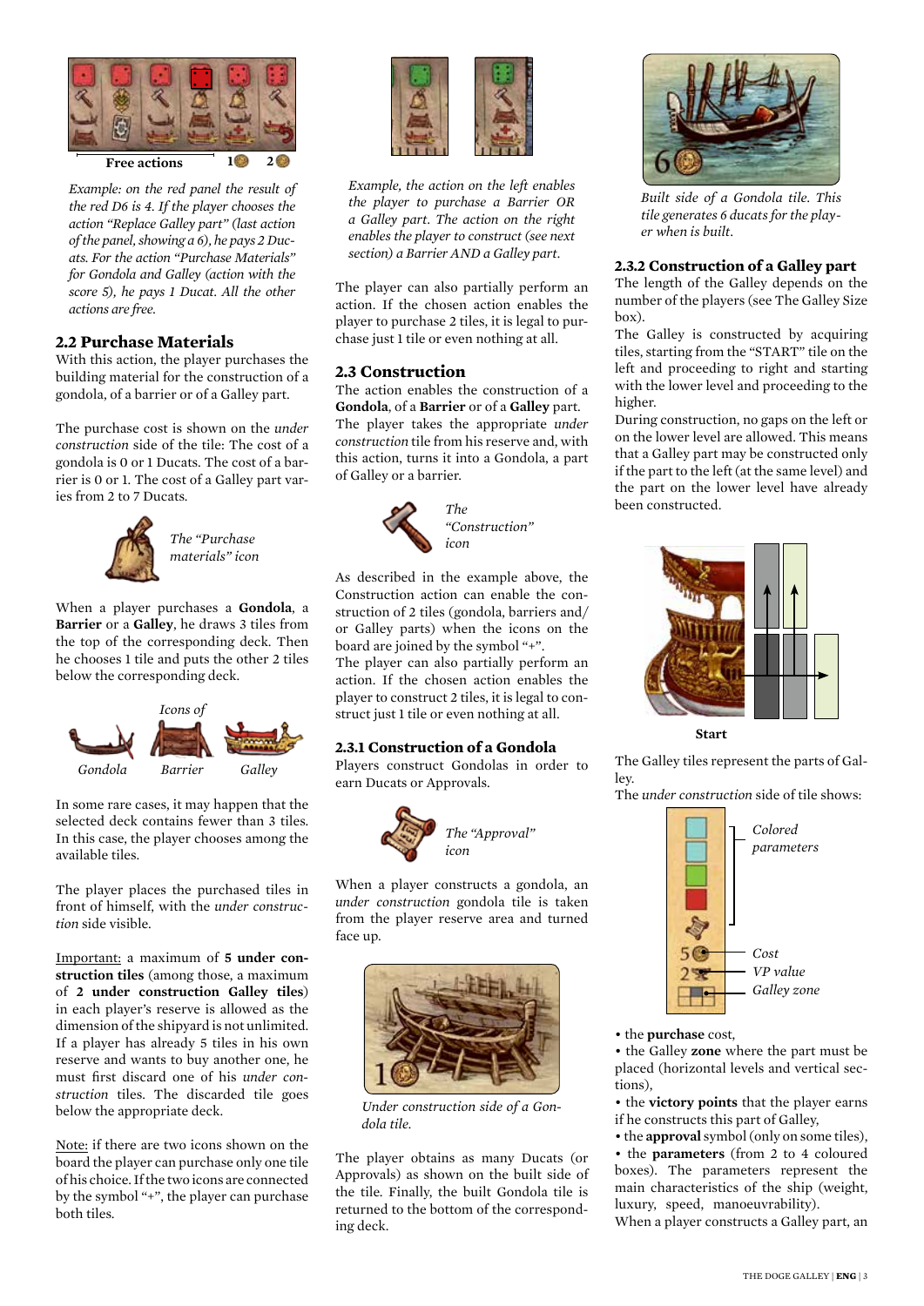Free actions 1 2

*Example: on the red panel the result of the red D6 is 4. If the player chooses the action "Replace Galley part" (last action of the panel, showing a 6), he pays 2 Ducats. For the action "Purchase Materials" for Gondola and Galley (action with the score 5), he pays 1 Ducat. All the other actions are free.*

## 2.2 Purchase Materials

With this action, the player purchases the building material for the construction of a gondola, of a barrier or of a Galley part.

The purchase cost is shown on the *under construction* side of the tile: The cost of a gondola is 0 or 1 Ducats. The cost of a barrier is 0 or 1. The cost of a Galley part varies from 2 to 7 Ducats.

*The "Purchase materials" icon*

When a player purchases a **Gondola**, a **Barrier** or a **Galley**, he draws 3 tiles from the top of the corresponding deck. Then he chooses 1 tile and puts the other 2 tiles below the corresponding deck.

*Icons of*

*Gondola* *Barrier* *Galley*

In some rare cases, it may happen that the selected deck contains fewer than 3 tiles. In this case, the player chooses among the available tiles.

The player places the purchased tiles in front of himself, with the *under construction* side visible.

Important: a maximum of **5 under construction tiles** (among those, a maximum of **2 under construction Galley tiles**) in each player's reserve is allowed as the dimension of the shipyard is not unlimited. If a player has already 5 tiles in his own reserve and wants to buy another one, he must first discard one of his *under construction* tiles. The discarded tile goes below the appropriate deck.

Note: if there are two icons shown on the board the player can purchase only one tile of his choice. If the two icons are connected by the symbol "+", the player can purchase both tiles.

*Example, the action on the left enables the player to purchase a Barrier OR a Galley part. The action on the right enables the player to construct (see next section) a Barrier AND a Galley part.*

The player can also partially perform an action. If the chosen action enables the player to purchase 2 tiles, it is legal to purchase just 1 tile or even nothing at all.

## 2.3 Construction

The action enables the construction of a **Gondola**, of a **Barrier** or of a **Galley** part. The player takes the appropriate *under construction* tile from his reserve and, with this action, turns it into a Gondola, a part of Galley or a barrier.

*The "Construction" icon*

As described in the example above, the Construction action can enable the construction of 2 tiles (gondola, barriers and/or Galley parts) when the icons on the board are joined by the symbol "+".

The player can also partially perform an action. If the chosen action enables the player to construct 2 tiles, it is legal to construct just 1 tile or even nothing at all.

### 2.3.1 Construction of a Gondola

Players construct Gondolas in order to earn Ducats or Approvals.

*The "Approval" icon*

When a player constructs a gondola, an *under construction* gondola tile is taken from the player reserve area and turned face up.

*Under construction side of a Gondola tile.*

The player obtains as many Ducats (or Approvals) as shown on the built side of the tile. Finally, the built Gondola tile is returned to the bottom of the corresponding deck.

*Built side of a Gondola tile. This tile generates 6 ducats for the player when is built.*

### 2.3.2 Construction of a Galley part

The length of the Galley depends on the number of the players (see The Galley Size box).

The Galley is constructed by acquiring tiles, starting from the "START" tile on the left and proceeding to right and starting with the lower level and proceeding to the higher.

During construction, no gaps on the left or on the lower level are allowed. This means that a Galley part may be constructed only if the part to the left (at the same level) and the part on the lower level have already been constructed.

Start

The Galley tiles represent the parts of Galley.

The *under construction* side of tile shows:

*Colored parameters*
*Cost*
*VP value*
*Galley zone*

- the **purchase** cost,
- the Galley **zone** where the part must be placed (horizontal levels and vertical sections),
- the **victory points** that the player earns if he constructs this part of Galley,
- the **approval** symbol (only on some tiles),
- the **parameters** (from 2 to 4 coloured boxes). The parameters represent the main characteristics of the ship (weight, luxury, speed, manoeuvrability).

When a player constructs a Galley part, an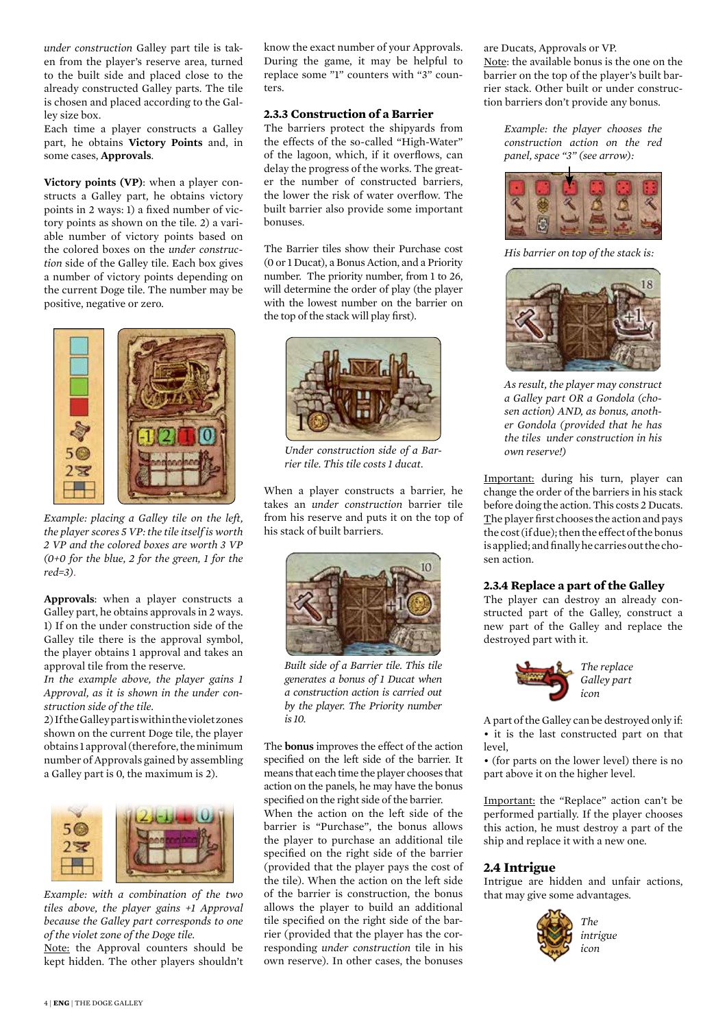*under construction* Galley part tile is taken from the player's reserve area, turned to the built side and placed close to the already constructed Galley parts. The tile is chosen and placed according to the Galley size box.

Each time a player constructs a Galley part, he obtains **Victory Points** and, in some cases, **Approvals**.

**Victory points (VP)**: when a player constructs a Galley part, he obtains victory points in 2 ways: 1) a fixed number of victory points as shown on the tile. 2) a variable number of victory points based on the colored boxes on the *under construction* side of the Galley tile. Each box gives a number of victory points depending on the current Doge tile. The number may be positive, negative or zero.

*Example: placing a Galley tile on the left, the player scores 5 VP: the tile itself is worth 2 VP and the colored boxes are worth 3 VP (0+0 for the blue, 2 for the green, 1 for the red=3).*

**Approvals**: when a player constructs a Galley part, he obtains approvals in 2 ways.
1) If on the under construction side of the Galley tile there is the approval symbol, the player obtains 1 approval and takes an approval tile from the reserve.
*In the example above, the player gains 1 Approval, as it is shown in the under construction side of the tile.*
2) If the Galley part is within the violet zones shown on the current Doge tile, the player obtains 1 approval (therefore, the minimum number of Approvals gained by assembling a Galley part is 0, the maximum is 2).

*Example: with a combination of the two tiles above, the player gains +1 Approval because the Galley part corresponds to one of the violet zone of the Doge tile.*
Note: the Approval counters should be kept hidden. The other players shouldn't know the exact number of your Approvals. During the game, it may be helpful to replace some "1" counters with "3" counters.

### 2.3.3 Construction of a Barrier

The barriers protect the shipyards from the effects of the so-called "High-Water" of the lagoon, which, if it overflows, can delay the progress of the works. The greater the number of constructed barriers, the lower the risk of water overflow. The built barrier also provide some important bonuses.

The Barrier tiles show their Purchase cost (0 or 1 Ducat), a Bonus Action, and a Priority number. The priority number, from 1 to 26, will determine the order of play (the player with the lowest number on the barrier on the top of the stack will play first).

*Under construction side of a Barrier tile. This tile costs 1 ducat.*

When a player constructs a barrier, he takes an *under construction* barrier tile from his reserve and puts it on the top of his stack of built barriers.

*Built side of a Barrier tile. This tile generates a bonus of 1 Ducat when a construction action is carried out by the player. The Priority number is 10.*

The **bonus** improves the effect of the action specified on the left side of the barrier. It means that each time the player chooses that action on the panels, he may have the bonus specified on the right side of the barrier.
When the action on the left side of the barrier is "Purchase", the bonus allows the player to purchase an additional tile specified on the right side of the barrier (provided that the player pays the cost of the tile). When the action on the left side of the barrier is construction, the bonus allows the player to build an additional tile specified on the right side of the barrier (provided that the player has the corresponding *under construction* tile in his own reserve). In other cases, the bonuses are Ducats, Approvals or VP.
Note: the available bonus is the one on the barrier on the top of the player's built barrier stack. Other built or under construction barriers don't provide any bonus.

*Example: the player chooses the construction action on the red panel, space "3" (see arrow):*

*His barrier on top of the stack is:*

*As result, the player may construct a Galley part OR a Gondola (chosen action) AND, as bonus, another Gondola (provided that he has the tiles under construction in his own reserve!)*

Important: during his turn, player can change the order of the barriers in his stack before doing the action. This costs 2 Ducats. The player first chooses the action and pays the cost (if due); then the effect of the bonus is applied; and finally he carries out the chosen action.

### 2.3.4 Replace a part of the Galley

The player can destroy an already constructed part of the Galley, construct a new part of the Galley and replace the destroyed part with it.

*The replace Galley part icon*

A part of the Galley can be destroyed only if:
• it is the last constructed part on that level,
• (for parts on the lower level) there is no part above it on the higher level.

Important: the "Replace" action can't be performed partially. If the player chooses this action, he must destroy a part of the ship and replace it with a new one.

## 2.4 Intrigue

Intrigue are hidden and unfair actions, that may give some advantages.

*The intrigue icon*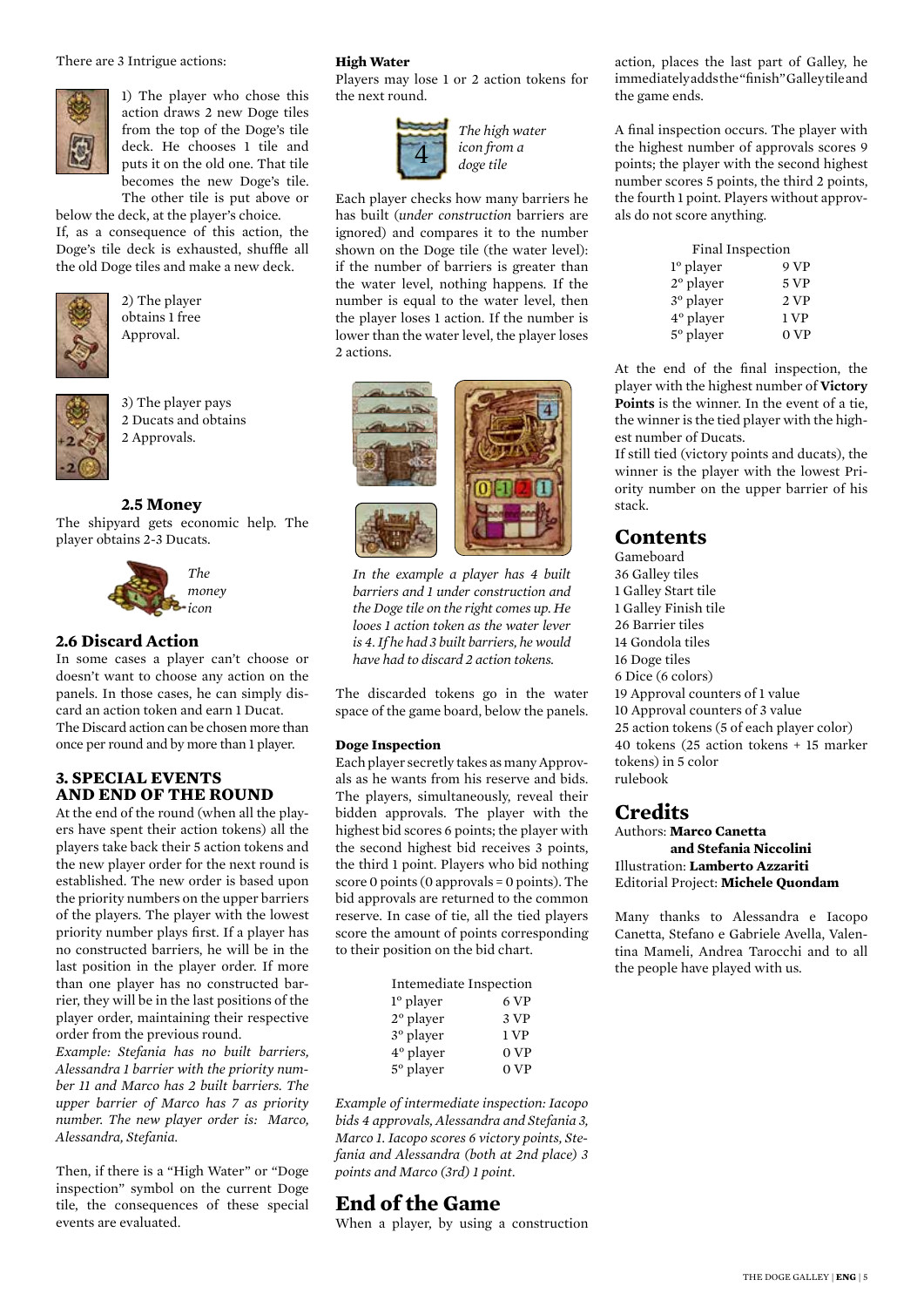There are 3 Intrigue actions:

1) The player who chose this action draws 2 new Doge tiles from the top of the Doge's tile deck. He chooses 1 tile and puts it on the old one. That tile becomes the new Doge's tile. The other tile is put above or below the deck, at the player's choice.
If, as a consequence of this action, the Doge's tile deck is exhausted, shuffle all the old Doge tiles and make a new deck.

2) The player obtains 1 free Approval.

3) The player pays 2 Ducats and obtains 2 Approvals.

### 2.5 Money

The shipyard gets economic help. The player obtains 2-3 Ducats.

*The money icon*

### 2.6 Discard Action

In some cases a player can't choose or doesn't want to choose any action on the panels. In those cases, he can simply discard an action token and earn 1 Ducat.
The Discard action can be chosen more than once per round and by more than 1 player.

## 3. SPECIAL EVENTS AND END OF THE ROUND

At the end of the round (when all the players have spent their action tokens) all the players take back their 5 action tokens and the new player order for the next round is established. The new order is based upon the priority numbers on the upper barriers of the players. The player with the lowest priority number plays first. If a player has no constructed barriers, he will be in the last position in the player order. If more than one player has no constructed barrier, they will be in the last positions of the player order, maintaining their respective order from the previous round.
*Example: Stefania has no built barriers, Alessandra 1 barrier with the priority number 11 and Marco has 2 built barriers. The upper barrier of Marco has 7 as priority number. The new player order is: Marco, Alessandra, Stefania.*

Then, if there is a "High Water" or "Doge inspection" symbol on the current Doge tile, the consequences of these special events are evaluated.

**High Water**
Players may lose 1 or 2 action tokens for the next round.

*The high water icon from a doge tile*

Each player checks how many barriers he has built (*under construction* barriers are ignored) and compares it to the number shown on the Doge tile (the water level): if the number of barriers is greater than the water level, nothing happens. If the number is equal to the water level, then the player loses 1 action. If the number is lower than the water level, the player loses 2 actions.

*In the example a player has 4 built barriers and 1 under construction and the Doge tile on the right comes up. He looes 1 action token as the water lever is 4. If he had 3 built barriers, he would have had to discard 2 action tokens.*

The discarded tokens go in the water space of the game board, below the panels.

**Doge Inspection**
Each player secretly takes as many Approvals as he wants from his reserve and bids. The players, simultaneously, reveal their bidden approvals. The player with the highest bid scores 6 points; the player with the second highest bid receives 3 points, the third 1 point. Players who bid nothing score 0 points (0 approvals = 0 points). The bid approvals are returned to the common reserve. In case of tie, all the tied players score the amount of points corresponding to their position on the bid chart.

| Intemediate Inspection | |
|---|---|
| 1° player | 6 VP |
| 2° player | 3 VP |
| 3° player | 1 VP |
| 4° player | 0 VP |
| 5° player | 0 VP |

*Example of intermediate inspection: Iacopo bids 4 approvals, Alessandra and Stefania 3, Marco 1. Iacopo scores 6 victory points, Stefania and Alessandra (both at 2nd place) 3 points and Marco (3rd) 1 point.*

## End of the Game

When a player, by using a construction action, places the last part of Galley, he immediately adds the "finish" Galley tile and the game ends.

A final inspection occurs. The player with the highest number of approvals scores 9 points; the player with the second highest number scores 5 points, the third 2 points, the fourth 1 point. Players without approvals do not score anything.

| Final Inspection | |
|---|---|
| 1° player | 9 VP |
| 2° player | 5 VP |
| 3° player | 2 VP |
| 4° player | 1 VP |
| 5° player | 0 VP |

At the end of the final inspection, the player with the highest number of **Victory Points** is the winner. In the event of a tie, the winner is the tied player with the highest number of Ducats.
If still tied (victory points and ducats), the winner is the player with the lowest Priority number on the upper barrier of his stack.

## Contents

Gameboard
36 Galley tiles
1 Galley Start tile
1 Galley Finish tile
26 Barrier tiles
14 Gondola tiles
16 Doge tiles
6 Dice (6 colors)
19 Approval counters of 1 value
10 Approval counters of 3 value
25 action tokens (5 of each player color)
40 tokens (25 action tokens + 15 marker tokens) in 5 color
rulebook

## Credits

Authors: **Marco Canetta and Stefania Niccolini**
Illustration: **Lamberto Azzariti**
Editorial Project: **Michele Quondam**

Many thanks to Alessandra e Iacopo Canetta, Stefano e Gabriele Avella, Valentina Mameli, Andrea Tarocchi and to all the people have played with us.